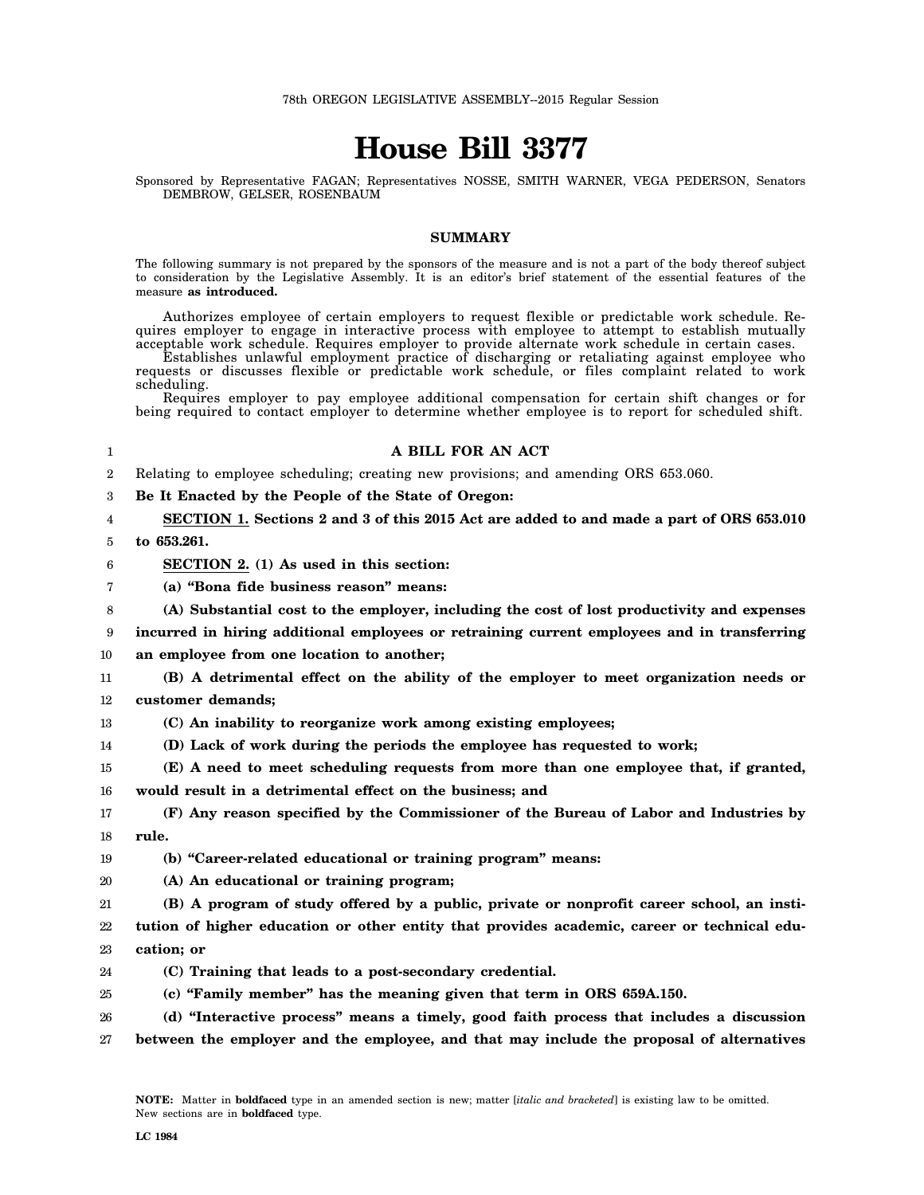78th OREGON LEGISLATIVE ASSEMBLY--2015 Regular Session

# House Bill 3377

Sponsored by Representative FAGAN; Representatives NOSSE, SMITH WARNER, VEGA PEDERSON, Senators DEMBROW, GELSER, ROSENBAUM

## SUMMARY

The following summary is not prepared by the sponsors of the measure and is not a part of the body thereof subject to consideration by the Legislative Assembly. It is an editor's brief statement of the essential features of the measure **as introduced.**

Authorizes employee of certain employers to request flexible or predictable work schedule. Requires employer to engage in interactive process with employee to attempt to establish mutually acceptable work schedule. Requires employer to provide alternate work schedule in certain cases.

Establishes unlawful employment practice of discharging or retaliating against employee who requests or discusses flexible or predictable work schedule, or files complaint related to work scheduling.

Requires employer to pay employee additional compensation for certain shift changes or for being required to contact employer to determine whether employee is to report for scheduled shift.

**A BILL FOR AN ACT**

Relating to employee scheduling; creating new provisions; and amending ORS 653.060.

**Be It Enacted by the People of the State of Oregon:**

**SECTION 1. Sections 2 and 3 of this 2015 Act are added to and made a part of ORS 653.010 to 653.261.**

**SECTION 2. (1) As used in this section:**

**(a) "Bona fide business reason" means:**

**(A) Substantial cost to the employer, including the cost of lost productivity and expenses incurred in hiring additional employees or retraining current employees and in transferring an employee from one location to another;**

**(B) A detrimental effect on the ability of the employer to meet organization needs or customer demands;**

**(C) An inability to reorganize work among existing employees;**

**(D) Lack of work during the periods the employee has requested to work;**

**(E) A need to meet scheduling requests from more than one employee that, if granted, would result in a detrimental effect on the business; and**

**(F) Any reason specified by the Commissioner of the Bureau of Labor and Industries by rule.**

**(b) "Career-related educational or training program" means:**

**(A) An educational or training program;**

**(B) A program of study offered by a public, private or nonprofit career school, an institution of higher education or other entity that provides academic, career or technical education; or**

**(C) Training that leads to a post-secondary credential.**

**(c) "Family member" has the meaning given that term in ORS 659A.150.**

**(d) "Interactive process" means a timely, good faith process that includes a discussion between the employer and the employee, and that may include the proposal of alternatives**

NOTE: Matter in **boldfaced** type in an amended section is new; matter [*italic and bracketed*] is existing law to be omitted. New sections are in **boldfaced** type.

LC 1984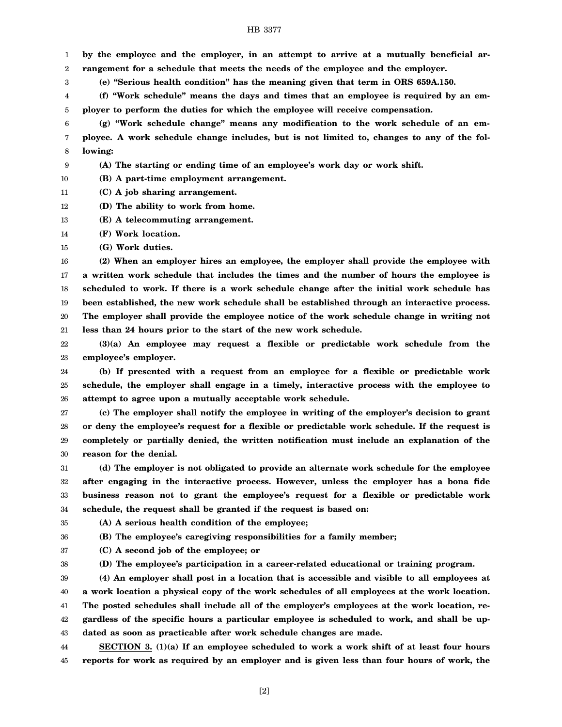**by the employee and the employer, in an attempt to arrive at a mutually beneficial arrangement for a schedule that meets the needs of the employee and the employer.**

**(e) "Serious health condition" has the meaning given that term in ORS 659A.150.**

**(f) "Work schedule" means the days and times that an employee is required by an employer to perform the duties for which the employee will receive compensation.**

**(g) "Work schedule change" means any modification to the work schedule of an employee. A work schedule change includes, but is not limited to, changes to any of the following:**

**(A) The starting or ending time of an employee's work day or work shift.**

**(B) A part-time employment arrangement.**

**(C) A job sharing arrangement.**

**(D) The ability to work from home.**

**(E) A telecommuting arrangement.**

**(F) Work location.**

**(G) Work duties.**

**(2) When an employer hires an employee, the employer shall provide the employee with a written work schedule that includes the times and the number of hours the employee is scheduled to work. If there is a work schedule change after the initial work schedule has been established, the new work schedule shall be established through an interactive process. The employer shall provide the employee notice of the work schedule change in writing not less than 24 hours prior to the start of the new work schedule.**

**(3)(a) An employee may request a flexible or predictable work schedule from the employee's employer.**

**(b) If presented with a request from an employee for a flexible or predictable work schedule, the employer shall engage in a timely, interactive process with the employee to attempt to agree upon a mutually acceptable work schedule.**

**(c) The employer shall notify the employee in writing of the employer's decision to grant or deny the employee's request for a flexible or predictable work schedule. If the request is completely or partially denied, the written notification must include an explanation of the reason for the denial.**

**(d) The employer is not obligated to provide an alternate work schedule for the employee after engaging in the interactive process. However, unless the employer has a bona fide business reason not to grant the employee's request for a flexible or predictable work schedule, the request shall be granted if the request is based on:**

**(A) A serious health condition of the employee;**

**(B) The employee's caregiving responsibilities for a family member;**

**(C) A second job of the employee; or**

**(D) The employee's participation in a career-related educational or training program.**

**(4) An employer shall post in a location that is accessible and visible to all employees at a work location a physical copy of the work schedules of all employees at the work location. The posted schedules shall include all of the employer's employees at the work location, regardless of the specific hours a particular employee is scheduled to work, and shall be updated as soon as practicable after work schedule changes are made.**

**SECTION 3. (1)(a) If an employee scheduled to work a work shift of at least four hours reports for work as required by an employer and is given less than four hours of work, the**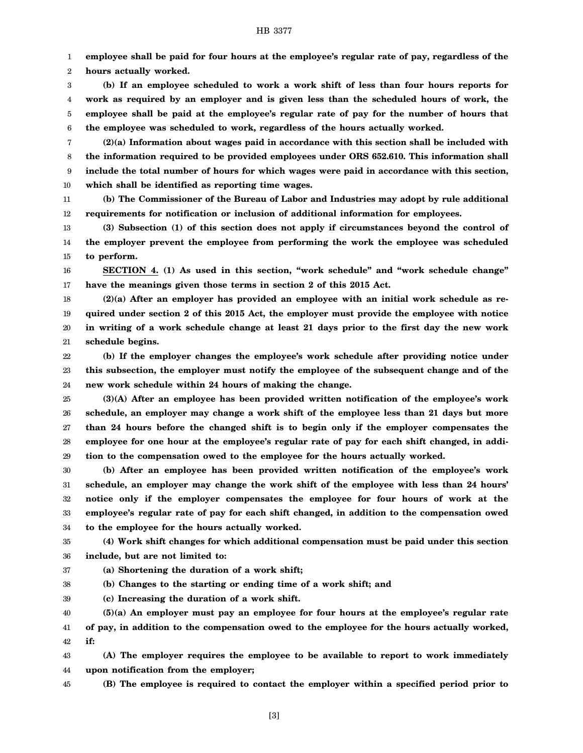**employee shall be paid for four hours at the employee's regular rate of pay, regardless of the hours actually worked.**

**(b) If an employee scheduled to work a work shift of less than four hours reports for work as required by an employer and is given less than the scheduled hours of work, the employee shall be paid at the employee's regular rate of pay for the number of hours that the employee was scheduled to work, regardless of the hours actually worked.**

**(2)(a) Information about wages paid in accordance with this section shall be included with the information required to be provided employees under ORS 652.610. This information shall include the total number of hours for which wages were paid in accordance with this section, which shall be identified as reporting time wages.**

**(b) The Commissioner of the Bureau of Labor and Industries may adopt by rule additional requirements for notification or inclusion of additional information for employees.**

**(3) Subsection (1) of this section does not apply if circumstances beyond the control of the employer prevent the employee from performing the work the employee was scheduled to perform.**

**SECTION 4. (1) As used in this section, "work schedule" and "work schedule change" have the meanings given those terms in section 2 of this 2015 Act.**

**(2)(a) After an employer has provided an employee with an initial work schedule as required under section 2 of this 2015 Act, the employer must provide the employee with notice in writing of a work schedule change at least 21 days prior to the first day the new work schedule begins.**

**(b) If the employer changes the employee's work schedule after providing notice under this subsection, the employer must notify the employee of the subsequent change and of the new work schedule within 24 hours of making the change.**

**(3)(A) After an employee has been provided written notification of the employee's work schedule, an employer may change a work shift of the employee less than 21 days but more than 24 hours before the changed shift is to begin only if the employer compensates the employee for one hour at the employee's regular rate of pay for each shift changed, in addition to the compensation owed to the employee for the hours actually worked.**

**(b) After an employee has been provided written notification of the employee's work schedule, an employer may change the work shift of the employee with less than 24 hours' notice only if the employer compensates the employee for four hours of work at the employee's regular rate of pay for each shift changed, in addition to the compensation owed to the employee for the hours actually worked.**

**(4) Work shift changes for which additional compensation must be paid under this section include, but are not limited to:**

**(a) Shortening the duration of a work shift;**

**(b) Changes to the starting or ending time of a work shift; and**

**(c) Increasing the duration of a work shift.**

**(5)(a) An employer must pay an employee for four hours at the employee's regular rate of pay, in addition to the compensation owed to the employee for the hours actually worked, if:**

**(A) The employer requires the employee to be available to report to work immediately upon notification from the employer;**

**(B) The employee is required to contact the employer within a specified period prior to**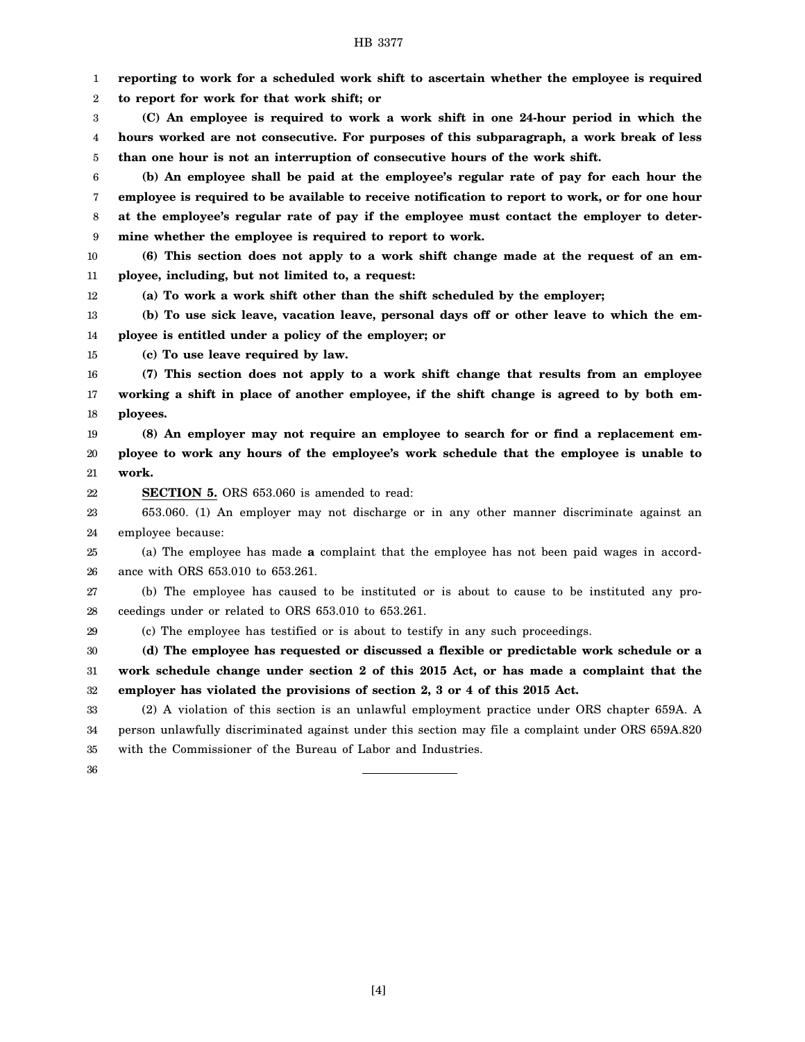**reporting to work for a scheduled work shift to ascertain whether the employee is required to report for work for that work shift; or**

**(C) An employee is required to work a work shift in one 24-hour period in which the hours worked are not consecutive. For purposes of this subparagraph, a work break of less than one hour is not an interruption of consecutive hours of the work shift.**

**(b) An employee shall be paid at the employee's regular rate of pay for each hour the employee is required to be available to receive notification to report to work, or for one hour at the employee's regular rate of pay if the employee must contact the employer to determine whether the employee is required to report to work.**

**(6) This section does not apply to a work shift change made at the request of an employee, including, but not limited to, a request:**

**(a) To work a work shift other than the shift scheduled by the employer;**

**(b) To use sick leave, vacation leave, personal days off or other leave to which the employee is entitled under a policy of the employer; or**

**(c) To use leave required by law.**

**(7) This section does not apply to a work shift change that results from an employee working a shift in place of another employee, if the shift change is agreed to by both employees.**

**(8) An employer may not require an employee to search for or find a replacement employee to work any hours of the employee's work schedule that the employee is unable to work.**

**SECTION 5.** ORS 653.060 is amended to read:

653.060. (1) An employer may not discharge or in any other manner discriminate against an employee because:

(a) The employee has made **a** complaint that the employee has not been paid wages in accordance with ORS 653.010 to 653.261.

(b) The employee has caused to be instituted or is about to cause to be instituted any proceedings under or related to ORS 653.010 to 653.261.

(c) The employee has testified or is about to testify in any such proceedings.

**(d) The employee has requested or discussed a flexible or predictable work schedule or a work schedule change under section 2 of this 2015 Act, or has made a complaint that the employer has violated the provisions of section 2, 3 or 4 of this 2015 Act.**

(2) A violation of this section is an unlawful employment practice under ORS chapter 659A. A person unlawfully discriminated against under this section may file a complaint under ORS 659A.820 with the Commissioner of the Bureau of Labor and Industries.